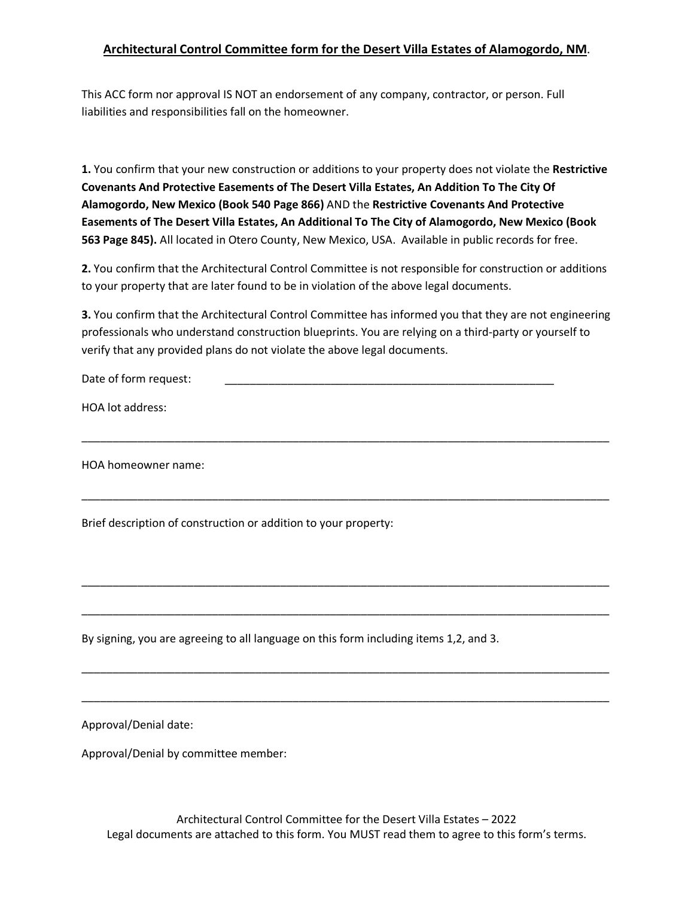**Architectural Control Committee form for the Desert Villa Estates of Alamogordo, NM**.

This ACC form nor approval IS NOT an endorsement of any company, contractor, or person. Full liabilities and responsibilities fall on the homeowner.

**1.** You confirm that your new construction or additions to your property does not violate the **Restrictive Covenants And Protective Easements of The Desert Villa Estates, An Addition To The City Of Alamogordo, New Mexico (Book 540 Page 866)** AND the **Restrictive Covenants And Protective Easements of The Desert Villa Estates, An Additional To The City of Alamogordo, New Mexico (Book 563 Page 845).** All located in Otero County, New Mexico, USA. Available in public records for free.

**2.** You confirm that the Architectural Control Committee is not responsible for construction or additions to your property that are later found to be in violation of the above legal documents.

**3.** You confirm that the Architectural Control Committee has informed you that they are not engineering professionals who understand construction blueprints. You are relying on a third-party or yourself to verify that any provided plans do not violate the above legal documents.

Date of form request: ________________________________________________________

HOA lot address:

__________________________________________________________________________________________

HOA homeowner name:

__________________________________________________________________________________________

Brief description of construction or addition to your property:

__________________________________________________________________________________________

__________________________________________________________________________________________

By signing, you are agreeing to all language on this form including items 1,2, and 3.

__________________________________________________________________________________________

__________________________________________________________________________________________

Approval/Denial date:

Approval/Denial by committee member:

Architectural Control Committee for the Desert Villa Estates – 2022
Legal documents are attached to this form. You MUST read them to agree to this form's terms.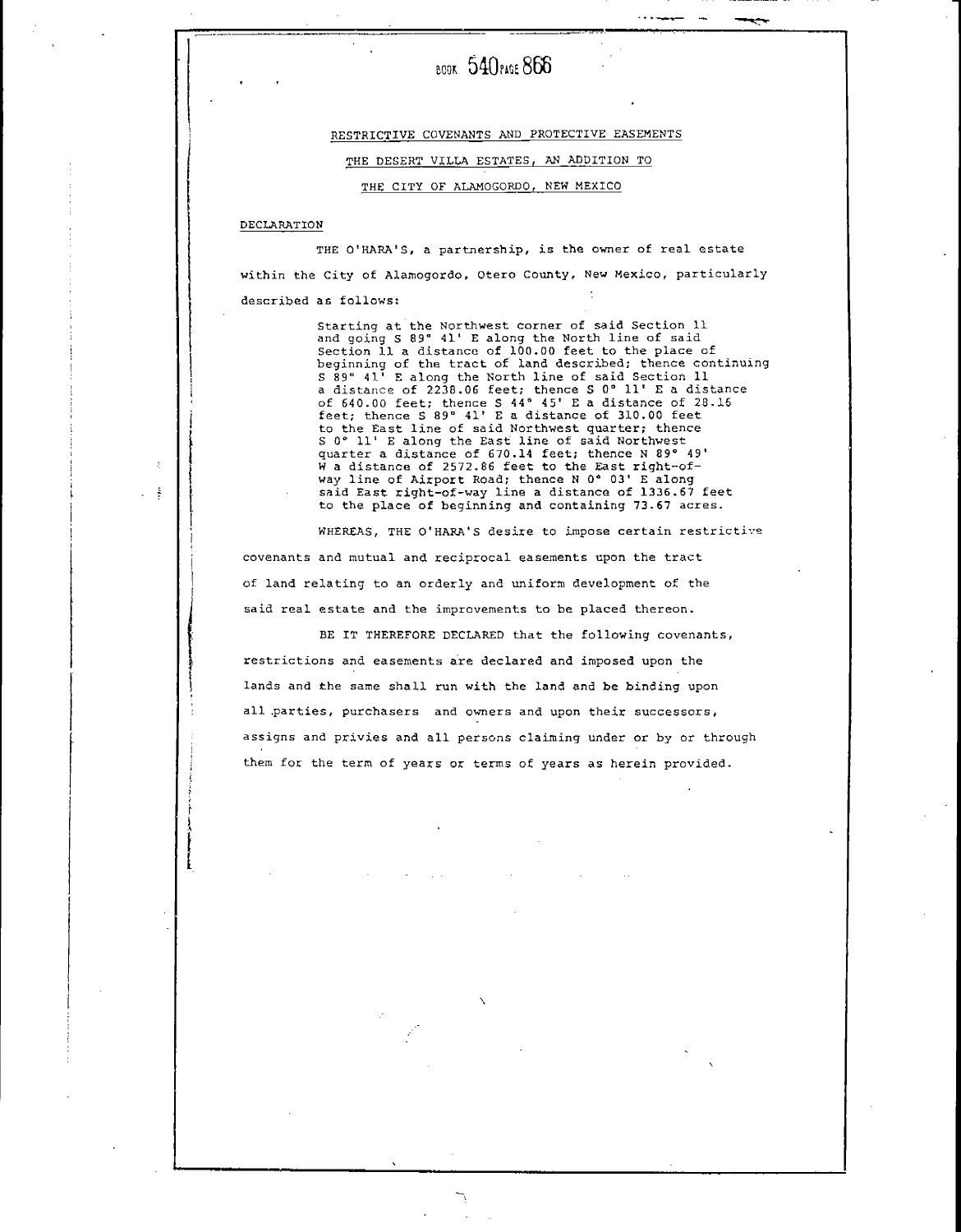BOOK 540 PAGE 866

RESTRICTIVE COVENANTS AND PROTECTIVE EASEMENTS

THE DESERT VILLA ESTATES, AN ADDITION TO

THE CITY OF ALAMOGORDO, NEW MEXICO

DECLARATION

THE O'HARA'S, a partnership, is the owner of real estate within the City of Alamogordo, Otero County, New Mexico, particularly described as follows:

> Starting at the Northwest corner of said Section 11 and going S 89° 41' E along the North line of said Section 11 a distance of 100.00 feet to the place of beginning of the tract of land described; thence continuing S 89° 41' E along the North line of said Section 11 a distance of 2238.06 feet; thence S 0° 11' E a distance of 640.00 feet; thence S 44° 45' E a distance of 28.16 feet; thence S 89° 41' E a distance of 310.00 feet to the East line of said Northwest quarter; thence S 0° 11' E along the East line of said Northwest quarter a distance of 670.14 feet; thence N 89° 49' W a distance of 2572.86 feet to the East right-of-way line of Airport Road; thence N 0° 03' E along said East right-of-way line a distance of 1336.67 feet to the place of beginning and containing 73.67 acres.

WHEREAS, THE O'HARA'S desire to impose certain restrictive covenants and mutual and reciprocal easements upon the tract of land relating to an orderly and uniform development of the said real estate and the improvements to be placed thereon.

BE IT THEREFORE DECLARED that the following covenants, restrictions and easements are declared and imposed upon the lands and the same shall run with the land and be binding upon all parties, purchasers and owners and upon their successors, assigns and privies and all persons claiming under or by or through them for the term of years or terms of years as herein provided.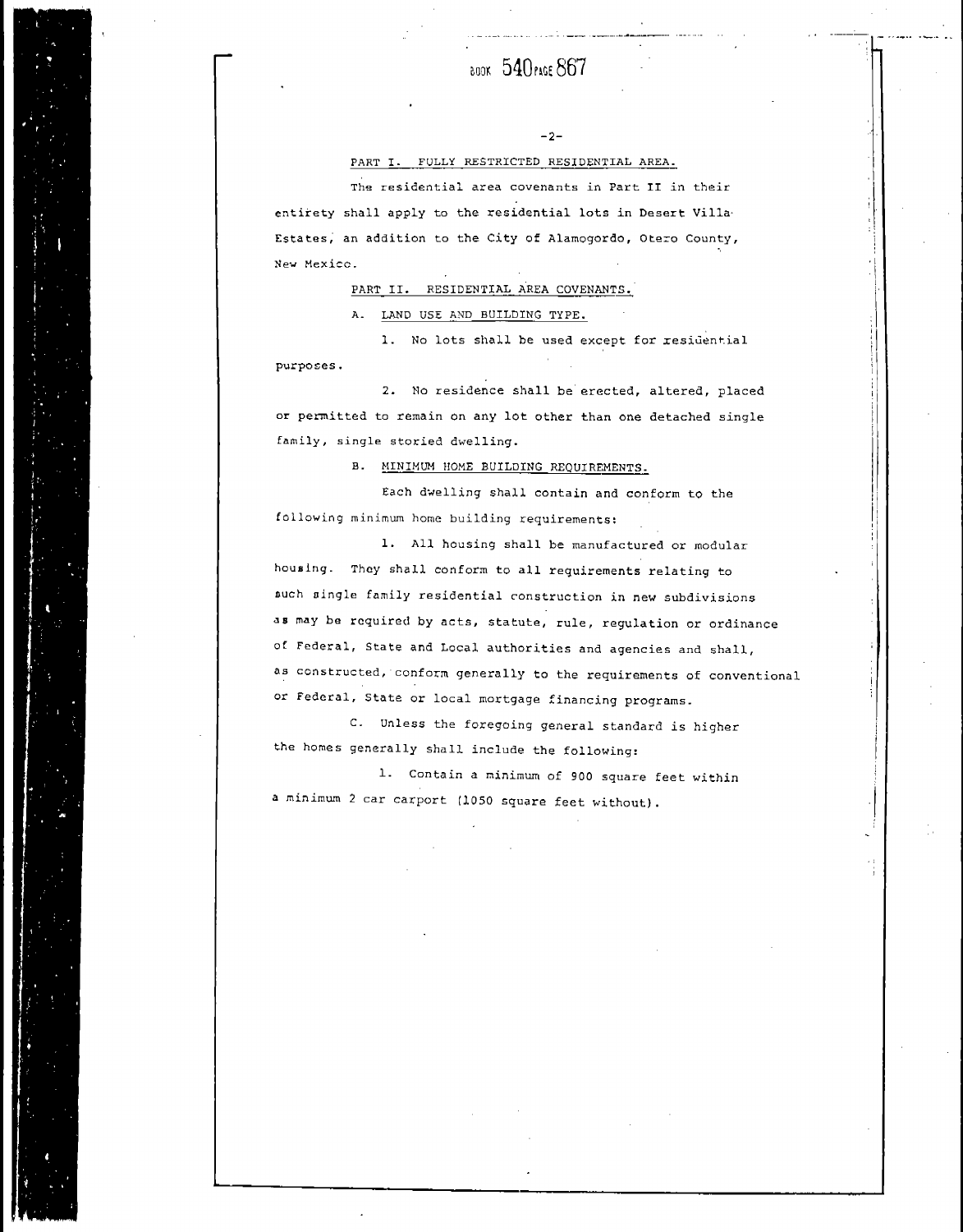PART I. FULLY RESTRICTED RESIDENTIAL AREA.

The residential area covenants in Part II in their entirety shall apply to the residential lots in Desert Villa Estates, an addition to the City of Alamogordo, Otero County, New Mexico.

PART II. RESIDENTIAL AREA COVENANTS.

A. LAND USE AND BUILDING TYPE.

1. No lots shall be used except for residential purposes.

2. No residence shall be erected, altered, placed or permitted to remain on any lot other than one detached single family, single storied dwelling.

B. MINIMUM HOME BUILDING REQUIREMENTS.

Each dwelling shall contain and conform to the following minimum home building requirements:

1. All housing shall be manufactured or modular housing. They shall conform to all requirements relating to such single family residential construction in new subdivisions as may be required by acts, statute, rule, regulation or ordinance of Federal, State and Local authorities and agencies and shall, as constructed, conform generally to the requirements of conventional or Federal, State or local mortgage financing programs.

C. Unless the foregoing general standard is higher the homes generally shall include the following:

1. Contain a minimum of 900 square feet within a minimum 2 car carport (1050 square feet without).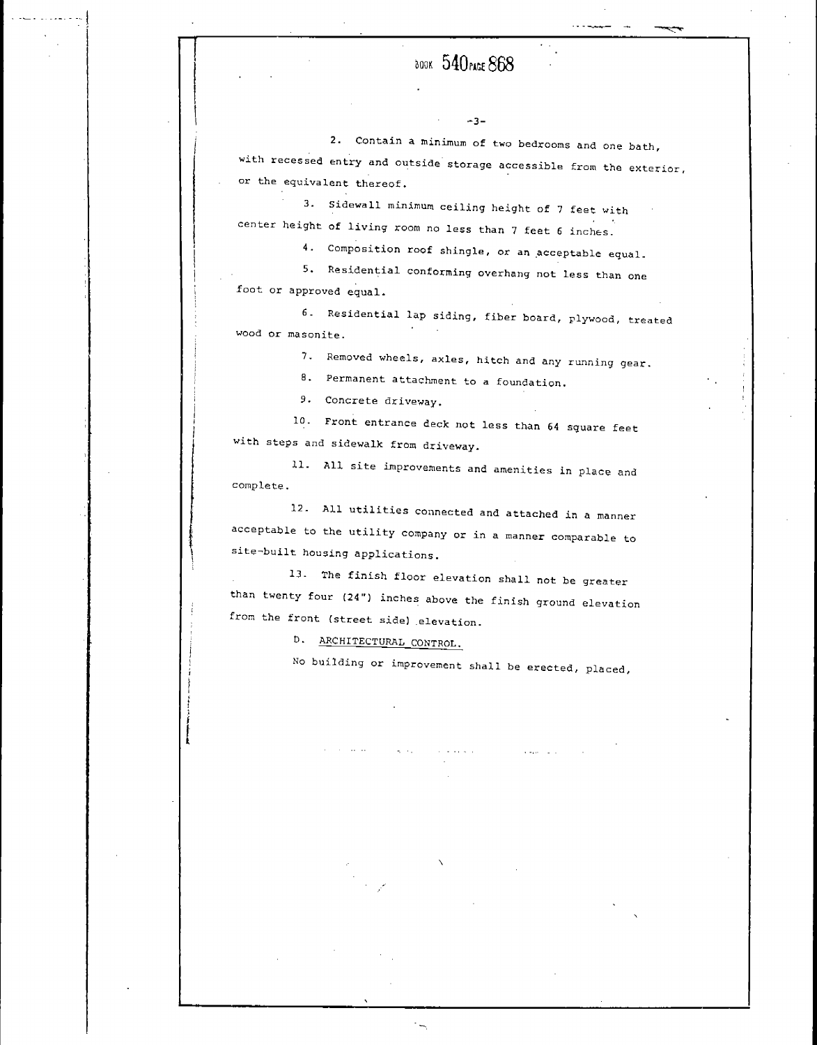2. Contain a minimum of two bedrooms and one bath, with recessed entry and outside storage accessible from the exterior, or the equivalent thereof.

3. Sidewall minimum ceiling height of 7 feet with center height of living room no less than 7 feet 6 inches.

4. Composition roof shingle, or an acceptable equal.

5. Residential conforming overhang not less than one foot or approved equal.

6. Residential lap siding, fiber board, plywood, treated wood or masonite.

7. Removed wheels, axles, hitch and any running gear.

8. Permanent attachment to a foundation.

9. Concrete driveway.

10. Front entrance deck not less than 64 square feet with steps and sidewalk from driveway.

11. All site improvements and amenities in place and complete.

12. All utilities connected and attached in a manner acceptable to the utility company or in a manner comparable to site-built housing applications.

13. The finish floor elevation shall not be greater than twenty four (24") inches above the finish ground elevation from the front (street side) elevation.

D. <u>ARCHITECTURAL CONTROL.</u>

No building or improvement shall be erected, placed,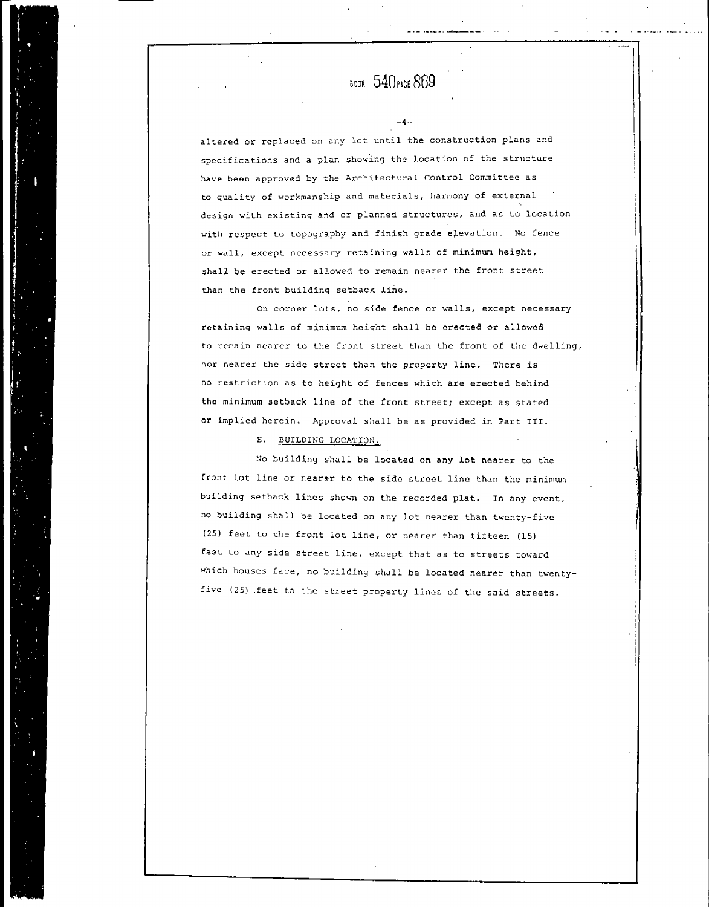altered or replaced on any lot until the construction plans and specifications and a plan showing the location of the structure have been approved by the Architectural Control Committee as to quality of workmanship and materials, harmony of external design with existing and or planned structures, and as to location with respect to topography and finish grade elevation. No fence or wall, except necessary retaining walls of minimum height, shall be erected or allowed to remain nearer the front street than the front building setback line.

On corner lots, no side fence or walls, except necessary retaining walls of minimum height shall be erected or allowed to remain nearer to the front street than the front of the dwelling, nor nearer the side street than the property line. There is no restriction as to height of fences which are erected behind the minimum setback line of the front street; except as stated or implied herein. Approval shall be as provided in Part III.

E. BUILDING LOCATION.

No building shall be located on any lot nearer to the front lot line or nearer to the side street line than the minimum building setback lines shown on the recorded plat. In any event, no building shall be located on any lot nearer than twenty-five (25) feet to the front lot line, or nearer than fifteen (15) feet to any side street line, except that as to streets toward which houses face, no building shall be located nearer than twenty-five (25) feet to the street property lines of the said streets.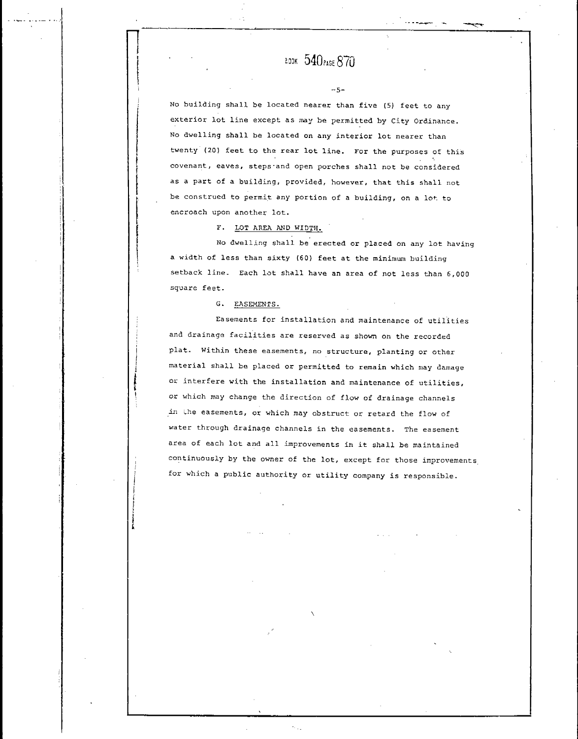No building shall be located nearer than five (5) feet to any exterior lot line except as may be permitted by City Ordinance. No dwelling shall be located on any interior lot nearer than twenty (20) feet to the rear lot line. For the purposes of this covenant, eaves, steps and open porches shall not be considered as a part of a building, provided, however, that this shall not be construed to permit any portion of a building, on a lot to encroach upon another lot.

F. LOT AREA AND WIDTH.

No dwelling shall be erected or placed on any lot having a width of less than sixty (60) feet at the minimum building setback line. Each lot shall have an area of not less than 6,000 square feet.

G. EASEMENTS.

Easements for installation and maintenance of utilities and drainage facilities are reserved as shown on the recorded plat. Within these easements, no structure, planting or other material shall be placed or permitted to remain which may damage or interfere with the installation and maintenance of utilities, or which may change the direction of flow of drainage channels in the easements, or which may obstruct or retard the flow of water through drainage channels in the easements. The easement area of each lot and all improvements in it shall be maintained continuously by the owner of the lot, except for those improvements for which a public authority or utility company is responsible.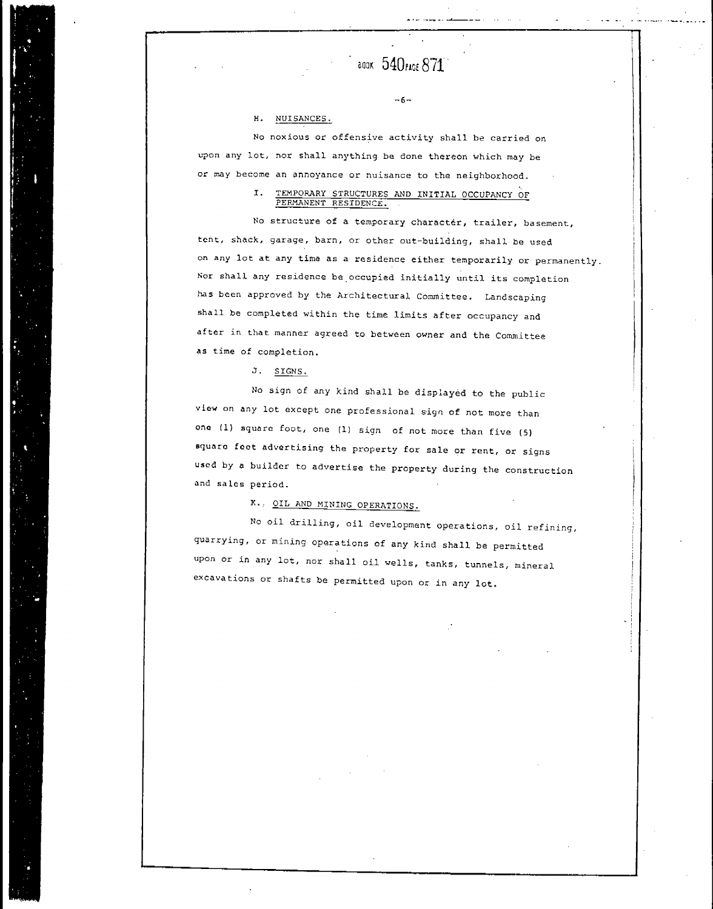### H. NUISANCES.

No noxious or offensive activity shall be carried on upon any lot, nor shall anything be done thereon which may be or may become an annoyance or nuisance to the neighborhood.

### I. TEMPORARY STRUCTURES AND INITIAL OCCUPANCY OF PERMANENT RESIDENCE.

No structure of a temporary character, trailer, basement, tent, shack, garage, barn, or other out-building, shall be used on any lot at any time as a residence either temporarily or permanently. Nor shall any residence be occupied initially until its completion has been approved by the Architectural Committee. Landscaping shall be completed within the time limits after occupancy and after in that manner agreed to between owner and the Committee as time of completion.

### J. SIGNS.

No sign of any kind shall be displayed to the public view on any lot except one professional sign of not more than one (1) square foot, one (1) sign of not more than five (5) square feet advertising the property for sale or rent, or signs used by a builder to advertise the property during the construction and sales period.

### K. OIL AND MINING OPERATIONS.

No oil drilling, oil development operations, oil refining, quarrying, or mining operations of any kind shall be permitted upon or in any lot, nor shall oil wells, tanks, tunnels, mineral excavations or shafts be permitted upon or in any lot.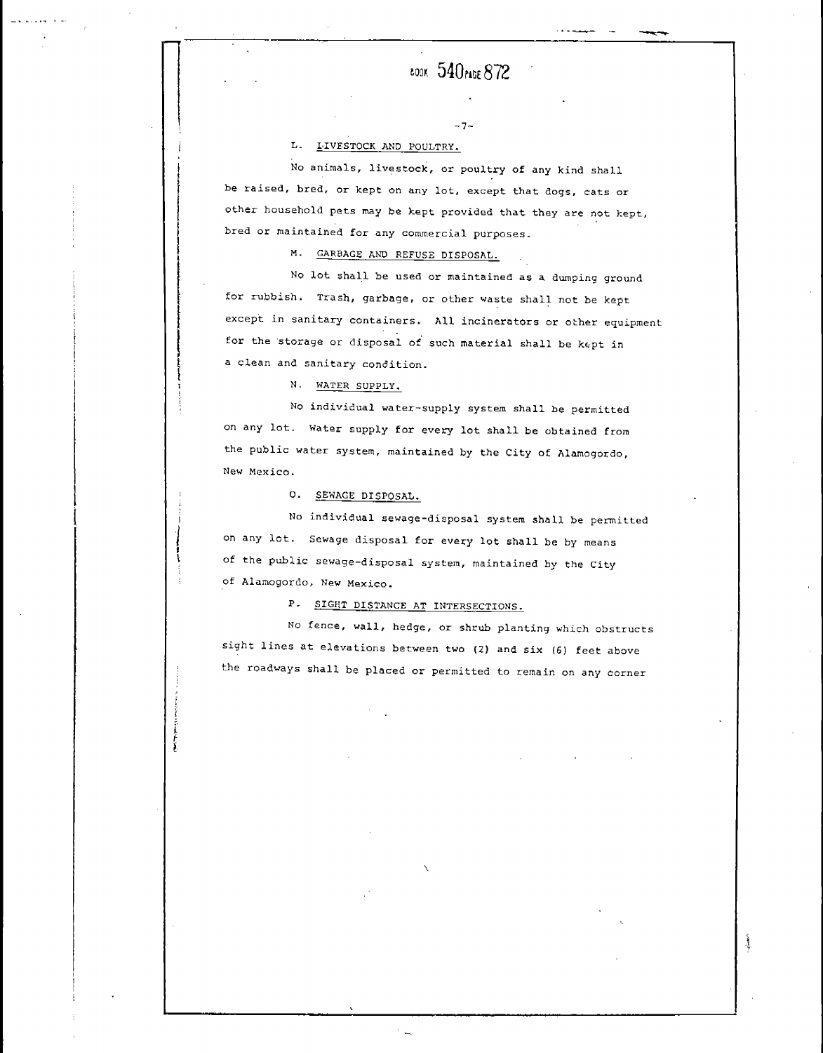BOOK 540 PAGE 872

L. LIVESTOCK AND POULTRY.

No animals, livestock, or poultry of any kind shall be raised, bred, or kept on any lot, except that dogs, cats or other household pets may be kept provided that they are not kept, bred or maintained for any commercial purposes.

M. GARBAGE AND REFUSE DISPOSAL.

No lot shall be used or maintained as a dumping ground for rubbish. Trash, garbage, or other waste shall not be kept except in sanitary containers. All incinerators or other equipment for the storage or disposal of such material shall be kept in a clean and sanitary condition.

N. WATER SUPPLY.

No individual water-supply system shall be permitted on any lot. Water supply for every lot shall be obtained from the public water system, maintained by the City of Alamogordo, New Mexico.

O. SEWAGE DISPOSAL.

No individual sewage-disposal system shall be permitted on any lot. Sewage disposal for every lot shall be by means of the public sewage-disposal system, maintained by the City of Alamogordo, New Mexico.

P. SIGHT DISTANCE AT INTERSECTIONS.

No fence, wall, hedge, or shrub planting which obstructs sight lines at elevations between two (2) and six (6) feet above the roadways shall be placed or permitted to remain on any corner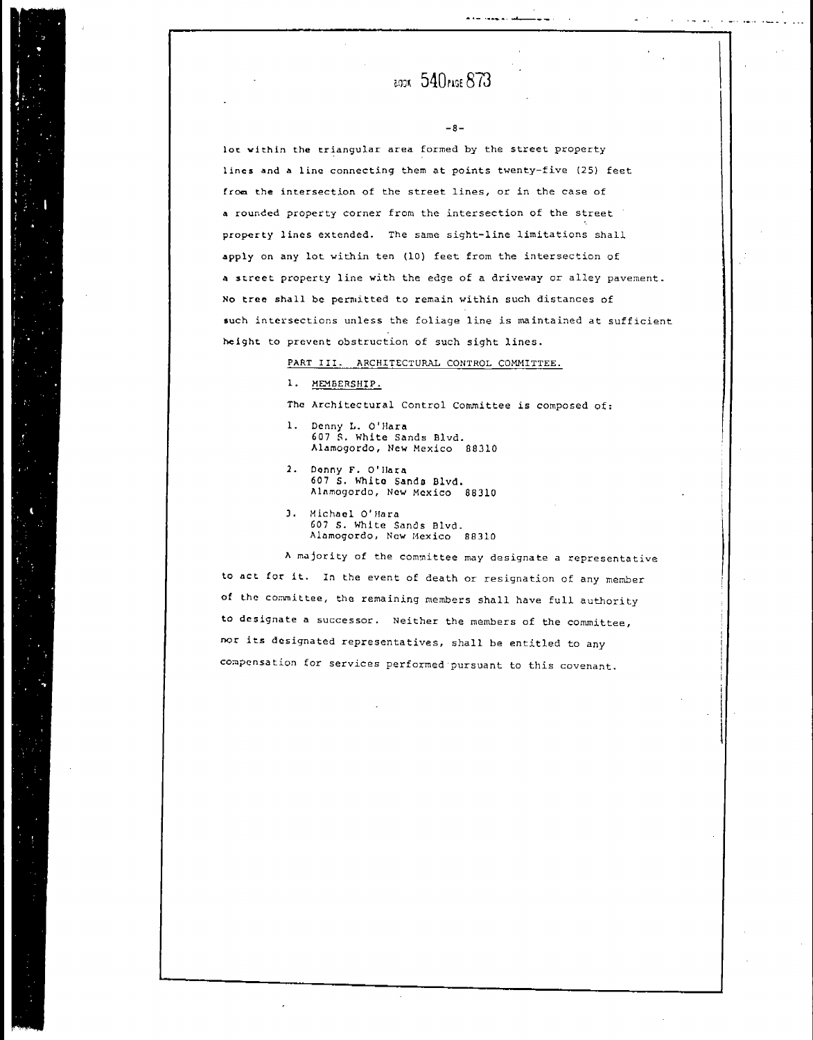lot within the triangular area formed by the street property lines and a line connecting them at points twenty-five (25) feet from the intersection of the street lines, or in the case of a rounded property corner from the intersection of the street property lines extended. The same sight-line limitations shall apply on any lot within ten (10) feet from the intersection of a street property line with the edge of a driveway or alley pavement. No tree shall be permitted to remain within such distances of such intersections unless the foliage line is maintained at sufficient height to prevent obstruction of such sight lines.

## PART III. ARCHITECTURAL CONTROL COMMITTEE.

### 1. MEMBERSHIP.

The Architectural Control Committee is composed of:

1. Denny L. O'Hara
   607 S. White Sands Blvd.
   Alamogordo, New Mexico 88310

2. Denny F. O'Hara
   607 S. White Sands Blvd.
   Alamogordo, New Mexico 88310

3. Michael O'Hara
   607 S. White Sands Blvd.
   Alamogordo, New Mexico 88310

A majority of the committee may designate a representative to act for it. In the event of death or resignation of any member of the committee, the remaining members shall have full authority to designate a successor. Neither the members of the committee, nor its designated representatives, shall be entitled to any compensation for services performed pursuant to this covenant.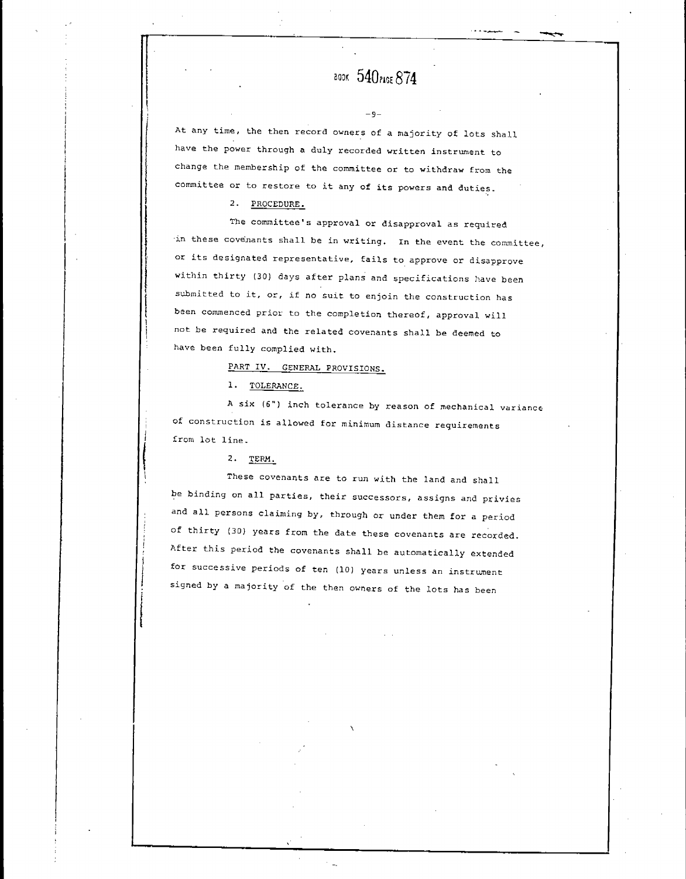At any time, the then record owners of a majority of lots shall have the power through a duly recorded written instrument to change the membership of the committee or to withdraw from the committee or to restore to it any of its powers and duties.

2. PROCEDURE.

The committee's approval or disapproval as required in these covenants shall be in writing. In the event the committee, or its designated representative, fails to approve or disapprove within thirty (30) days after plans and specifications have been submitted to it, or, if no suit to enjoin the construction has been commenced prior to the completion thereof, approval will not be required and the related covenants shall be deemed to have been fully complied with.

## PART IV. GENERAL PROVISIONS.

1. TOLERANCE.

A six (6") inch tolerance by reason of mechanical variance of construction is allowed for minimum distance requirements from lot line.

2. TERM.

These covenants are to run with the land and shall be binding on all parties, their successors, assigns and privies and all persons claiming by, through or under them for a period of thirty (30) years from the date these covenants are recorded. After this period the covenants shall be automatically extended for successive periods of ten (10) years unless an instrument signed by a majority of the then owners of the lots has been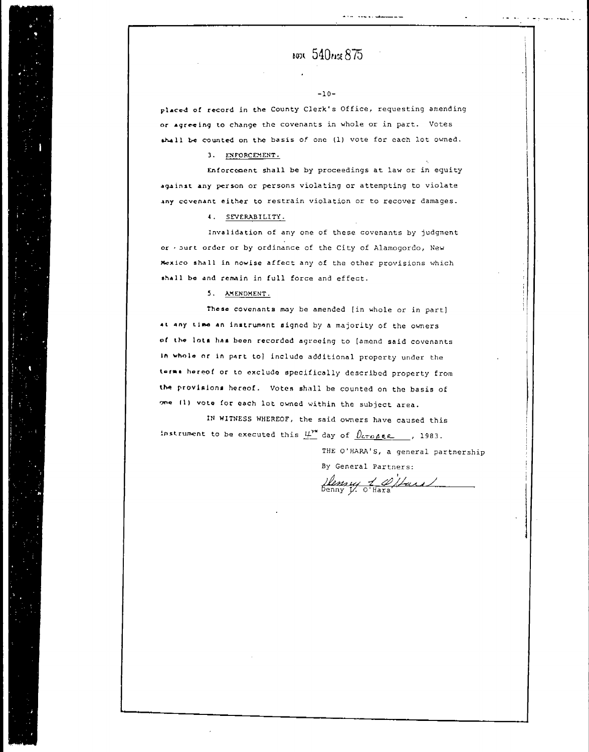BOOK 540 PAGE 875

placed of record in the County Clerk's Office, requesting amending or agreeing to change the covenants in whole or in part. Votes shall be counted on the basis of one (1) vote for each lot owned.

3. ENFORCEMENT.

Enforcement shall be by proceedings at law or in equity against any person or persons violating or attempting to violate any covenant either to restrain violation or to recover damages.

4. SEVERABILITY.

Invalidation of any one of these covenants by judgment or court order or by ordinance of the City of Alamogordo, New Mexico shall in nowise affect any of the other provisions which shall be and remain in full force and effect.

5. AMENDMENT.

These covenants may be amended [in whole or in part] at any time an instrument signed by a majority of the owners of the lots has been recorded agreeing to [amend said covenants in whole or in part to] include additional property under the terms hereof or to exclude specifically described property from the provisions hereof. Votes shall be counted on the basis of one (1) vote for each lot owned within the subject area.

IN WITNESS WHEREOF, the said owners have caused this instrument to be executed this 4TH day of October, 1983.

THE O'HARA'S, a general partnership

By General Partners:

Denny L. O'Hara
Denny L. O'Hara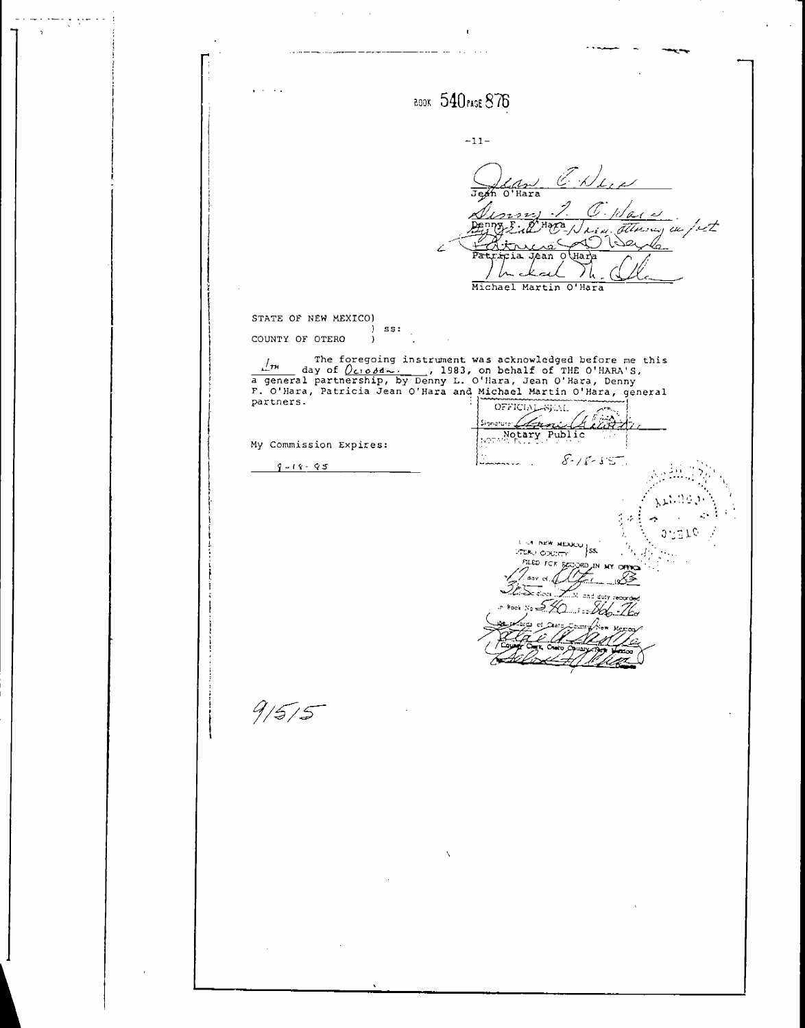BOOK 540 PAGE 876

-11-

Jean O'Hara

Denny F. O'Hara

By [signature] Attorney in fact

Patricia Jean O'Hara

Michael Martin O'Hara

STATE OF NEW MEXICO)
) ss:
COUNTY OF OTERO )

The foregoing instrument was acknowledged before me this 7th day of October, 1983, on behalf of THE O'HARA'S, a general partnership, by Denny L. O'Hara, Jean O'Hara, Denny F. O'Hara, Patricia Jean O'Hara and Michael Martin O'Hara, general partners.

OFFICIAL SEAL

Signature

Notary Public

8-18-85

My Commission Expires:

9-18-85

STATE OF NEW MEXICO
OTERO COUNTY } SS.
FILED FOR RECORD IN MY OFFICE
12 day of Oct 1983
3:25 o'clock P.M. and duly recorded
in Book No 540 Page 866-76 of
the records of Otero County, New Mexico
County Clerk, Otero County, New Mexico
Deputy

91515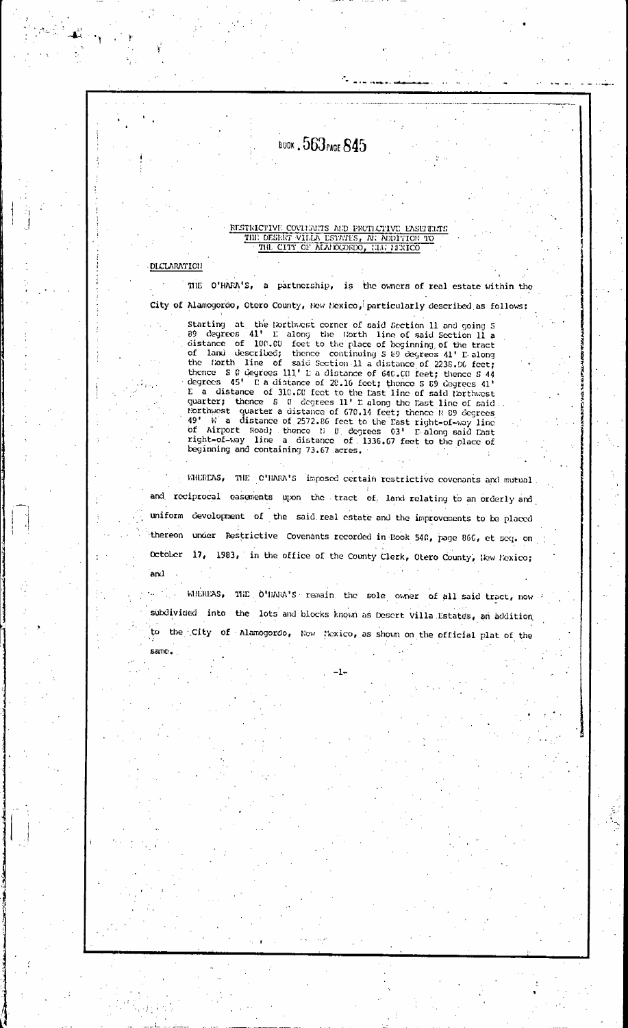BOOK . 563 PAGE 845

RESTRICTIVE COVENANTS AND PROTECTIVE EASEMENTS
THE DESERT VILLA ESTATES, AN ADDITION TO
THE CITY OF ALAMOGORDO, NEW MEXICO

DECLARATION

THE O'HARA'S, a partnership, is the owners of real estate within the City of Alamogordo, Otero County, New Mexico, particularly described as follows:

> Starting at the Northwest corner of said Section 11 and going S 89 degrees 41' E along the North line of said Section 11 a distance of 100.00 feet to the place of beginning of the tract of land described; thence continuing S 89 degrees 41' E along the North line of said Section 11 a distance of 2238.96 feet; thence S 0 degrees 111' E a distance of 640.00 feet; thence S 44 degrees 45' E a distance of 28.16 feet; thence S 89 degrees 41' E a distance of 310.00 feet to the East line of said Northwest quarter; thence S 0 degrees 11' E along the East line of said Northwest quarter a distance of 670.14 feet; thence N 89 degrees 49' W a distance of 2572.86 feet to the East right-of-way line of Airport Road; thence N 0 degrees 03' E along said East right-of-way line a distance of 1336.67 feet to the place of beginning and containing 73.67 acres.

WHEREAS, THE O'HARA'S imposed certain restrictive covenants and mutual and reciprocal easements upon the tract of land relating to an orderly and uniform development of the said real estate and the improvements to be placed thereon under Restrictive Covenants recorded in Book 540, page 866, et seq. on October 17, 1983, in the office of the County Clerk, Otero County, New Mexico; and

WHEREAS, THE O'HARA'S remain the sole owner of all said tract, now subdivided into the lots and blocks known as Desert Villa Estates, an addition to the City of Alamogordo, New Mexico, as shown on the official plat of the same.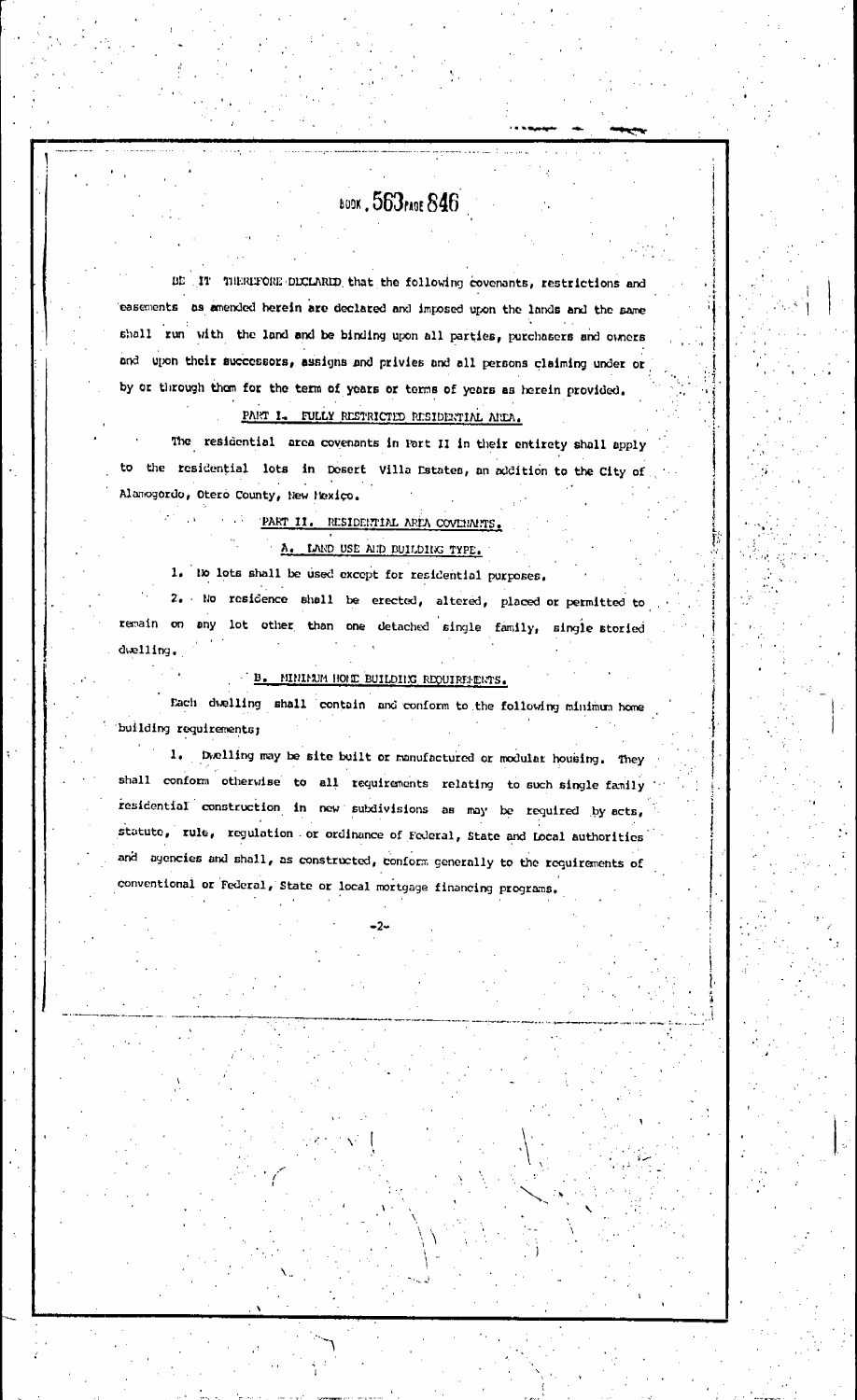BOOK 563 PAGE 846

BE IT THEREFORE DECLARED that the following covenants, restrictions and easements as amended herein are declared and imposed upon the lands and the same shall run with the land and be binding upon all parties, purchasers and owners and upon their successors, assigns and privies and all persons claiming under or by or through them for the term of years or terms of years as herein provided.

## PART I. FULLY RESTRICTED RESIDENTIAL AREA.

The residential area covenants in Part II in their entirety shall apply to the residential lots in Desert Villa Estates, an addition to the City of Alamogordo, Otero County, New Mexico.

## PART II. RESIDENTIAL AREA COVENANTS.

### A. LAND USE AND BUILDING TYPE.

1. No lots shall be used except for residential purposes.

2. No residence shall be erected, altered, placed or permitted to remain on any lot other than one detached single family, single storied dwelling.

### B. MINIMUM HOME BUILDING REQUIREMENTS.

Each dwelling shall contain and conform to the following minimum home building requirements;

1. Dwelling may be site built or manufactured or modular housing. They shall conform otherwise to all requirements relating to such single family residential construction in new subdivisions as may be required by acts, statute, rule, regulation or ordinance of Federal, State and Local authorities and agencies and shall, as constructed, conform generally to the requirements of conventional or Federal, State or local mortgage financing programs.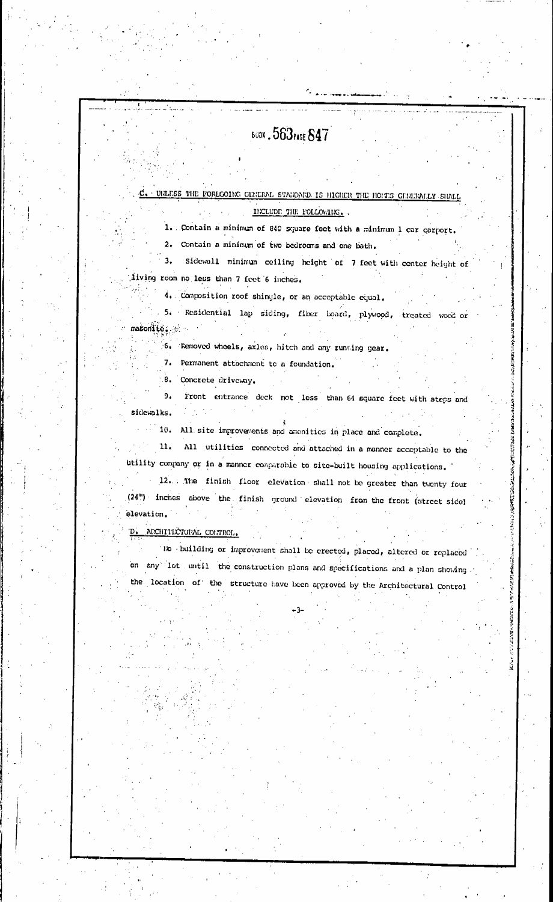BOOK 563 PAGE 847

**C. UNLESS THE FOREGOING GENERAL STANDARD IS HIGHER THE HOMES GENERALLY SHALL INCLUDE THE FOLLOWING.**

1. Contain a minimum of 840 square feet with a minimum 1 car carport.
2. Contain a minimum of two bedrooms and one bath.
3. Sidewall minimum ceiling height of 7 feet with center height of living room no less than 7 feet 6 inches.
4. Composition roof shingle, or an acceptable equal.
5. Residential lap siding, fiber board, plywood, treated wood or masonite.
6. Removed wheels, axles, hitch and any running gear.
7. Permanent attachment to a foundation.
8. Concrete driveway.
9. Front entrance deck not less than 64 square feet with steps and sidewalks.
10. All site improvements and amenities in place and complete.
11. All utilities connected and attached in a manner acceptable to the utility company or in a manner comparable to site-built housing applications.
12. The finish floor elevation shall not be greater than twenty four (24") inches above the finish ground elevation from the front (street side) elevation.

**D. ARCHITECTURAL CONTROL.**

No building or improvement shall be erected, placed, altered or replaced on any lot until the construction plans and specifications and a plan showing the location of the structure have been approved by the Architectural Control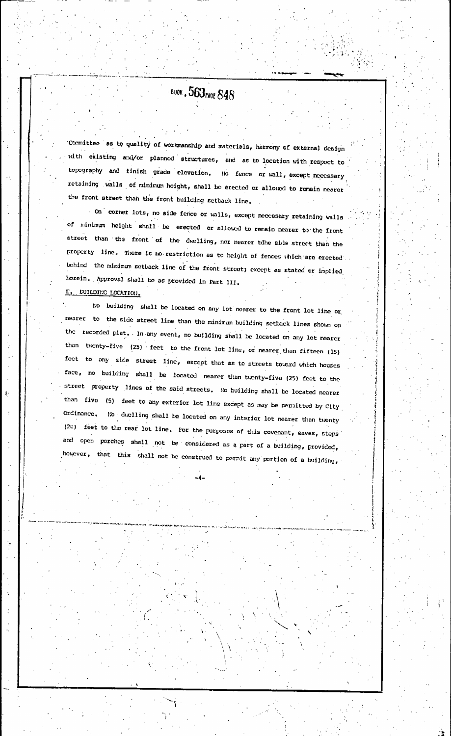Committee as to quality of workmanship and materials, harmony of external design with existing and/or planned structures, and as to location with respect to topography and finish grade elevation. No fence or wall, except necessary retaining walls of minimum height, shall be erected or allowed to remain nearer the front street than the front building setback line.

On corner lots, no side fence or walls, except necessary retaining walls of minimum height shall be erected or allowed to remain nearer to the front street than the front of the dwelling, nor nearer tdhe side street than the property line. There is no restriction as to height of fences which are erected behind the minimum setback line of the front street; except as stated or implied herein. Approval shall be as provided in Part III.

E. BUILDING LOCATION.

No building shall be located on any lot nearer to the front lot line or nearer to the side street line than the minimum building setback lines shown on the recorded plat. In any event, no building shall be located on any lot nearer than twenty-five (25) feet to the front lot line, or nearer than fifteen (15) feet to any side street line, except that as to streets toward which houses face, no building shall be located nearer than twenty-five (25) feet to the street property lines of the said streets. No building shall be located nearer than five (5) feet to any exterior lot line except as may be permitted by City Ordinance. No dwelling shall be located on any interior lot nearer than twenty (20) feet to the rear lot line. For the purposes of this covenant, eaves, steps and open porches shall not be considered as a part of a building, provided, however, that this shall not be construed to permit any portion of a building,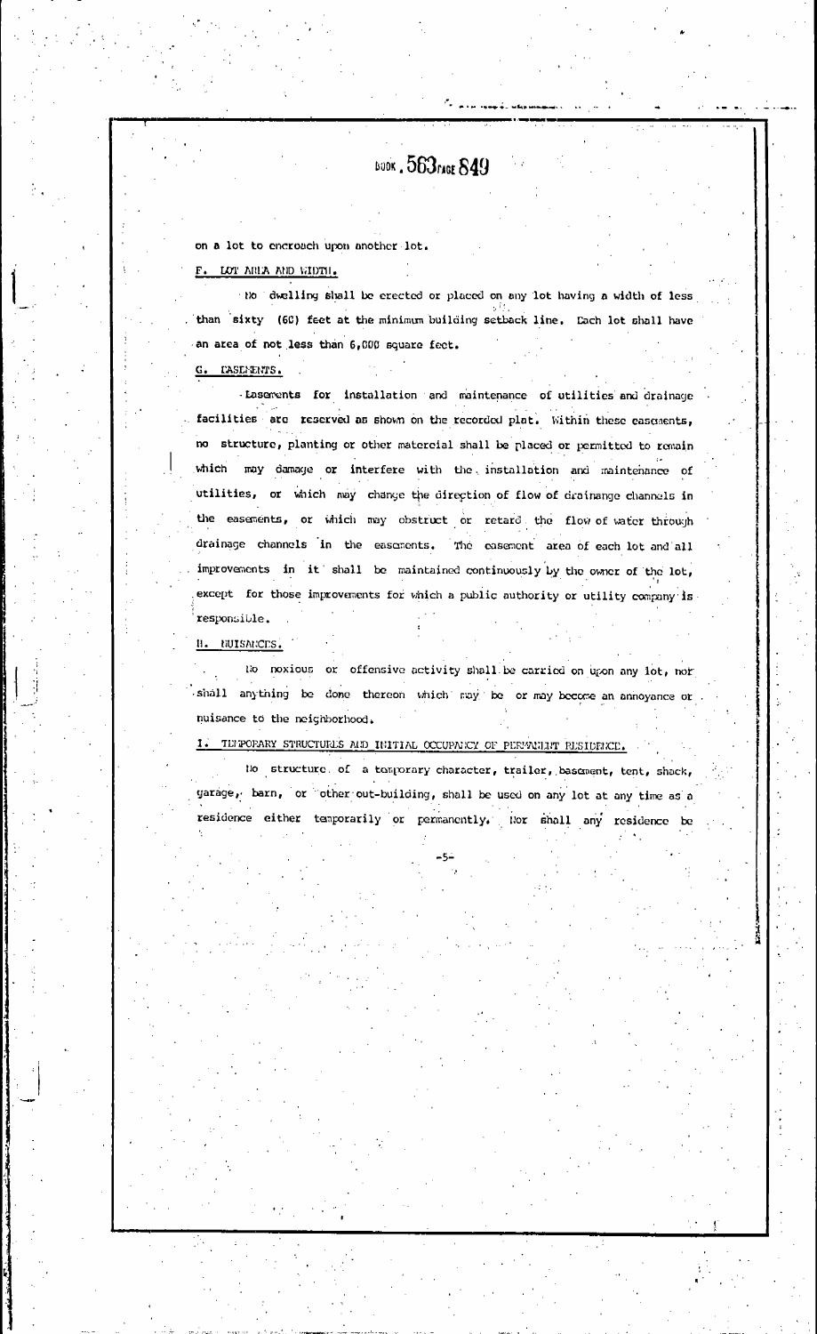on a lot to encroach upon another lot.

F. LOT AREA AND WIDTH.

No dwelling shall be erected or placed on any lot having a width of less than sixty (60) feet at the minimum building setback line. Each lot shall have an area of not less than 6,000 square feet.

G. EASEMENTS.

Easements for installation and maintenance of utilities and drainage facilities are reserved as shown on the recorded plat. Within these easements, no structure, planting or other matercial shall be placed or permitted to remain which may damage or interfere with the installation and maintenance of utilities, or which may change the direction of flow of drainange channels in the easements, or which may obstruct or retard the flow of water through drainage channels in the easements. The easement area of each lot and all improvements in it shall be maintained continuously by the owner of the lot, except for those improvements for which a public authority or utility company is responsible.

H. NUISANCES.

No noxious or offensive activity shall be carried on upon any lot, nor shall anything be done thereon which may be or may become an annoyance or nuisance to the neighborhood.

I. TEMPORARY STRUCTURES AND INITIAL OCCUPANCY OF PERMANENT RESIDENCE.

No structure of a temporary character, trailer, basement, tent, shack, garage, barn, or other out-building, shall be used on any lot at any time as a residence either temporarily or permanently. Nor shall any residence be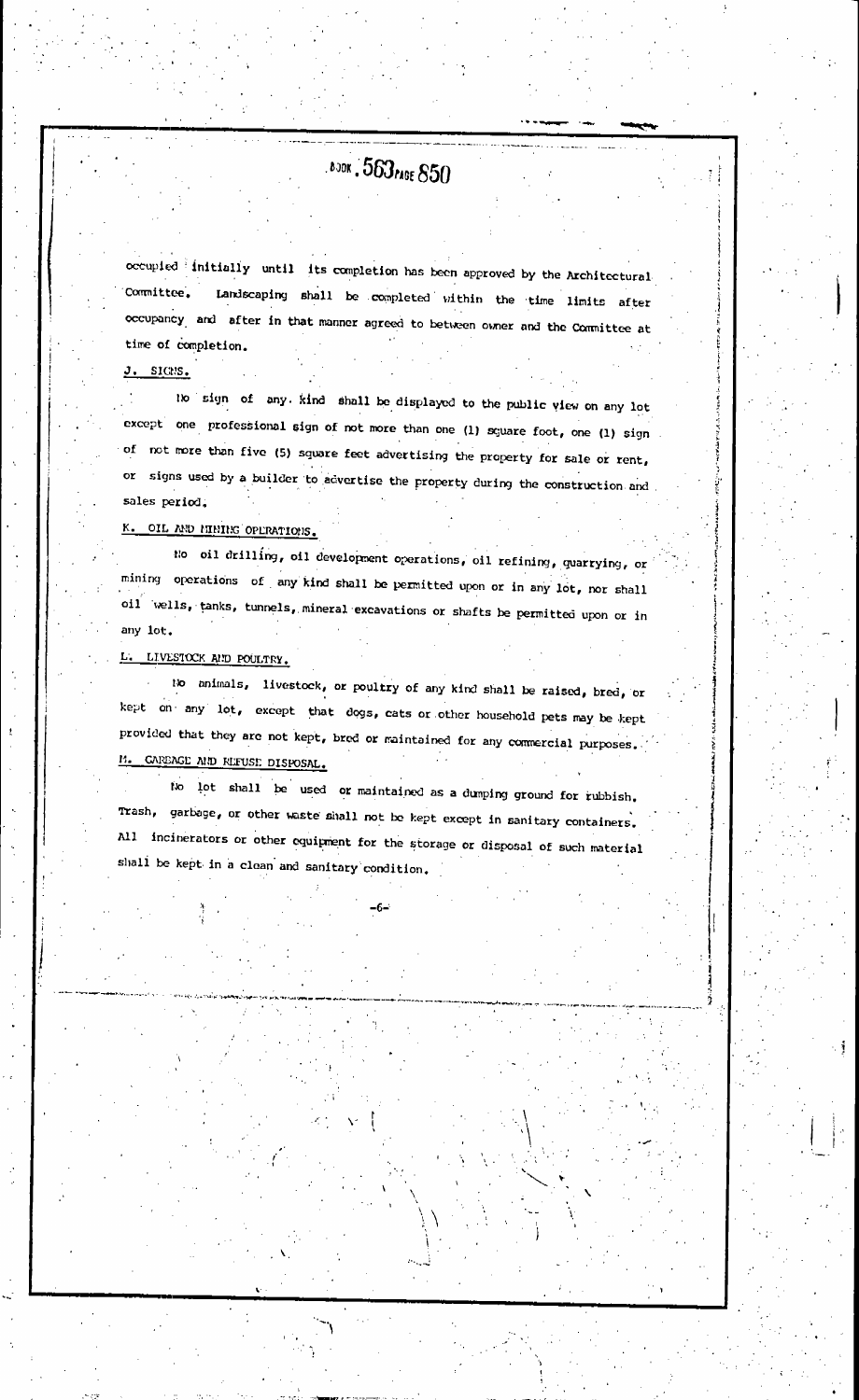occupied initially until its completion has been approved by the Architectural Committee. Landscaping shall be completed within the time limits after occupancy and after in that manner agreed to between owner and the Committee at time of completion.

J. SIGNS.

No sign of any kind shall be displayed to the public view on any lot except one professional sign of not more than one (1) square foot, one (1) sign of not more than five (5) square feet advertising the property for sale or rent, or signs used by a builder to advertise the property during the construction and sales period.

K. OIL AND MINING OPERATIONS.

No oil drilling, oil development operations, oil refining, quarrying, or mining operations of any kind shall be permitted upon or in any lot, nor shall oil wells, tanks, tunnels, mineral excavations or shafts be permitted upon or in any lot.

L. LIVESTOCK AND POULTRY.

No animals, livestock, or poultry of any kind shall be raised, bred, or kept on any lot, except that dogs, cats or other household pets may be kept provided that they are not kept, bred or maintained for any commercial purposes.

M. GARBAGE AND REFUSE DISPOSAL.

No lot shall be used or maintained as a dumping ground for rubbish. Trash, garbage, or other waste shall not be kept except in sanitary containers. All incinerators or other equipment for the storage or disposal of such material shall be kept in a clean and sanitary condition.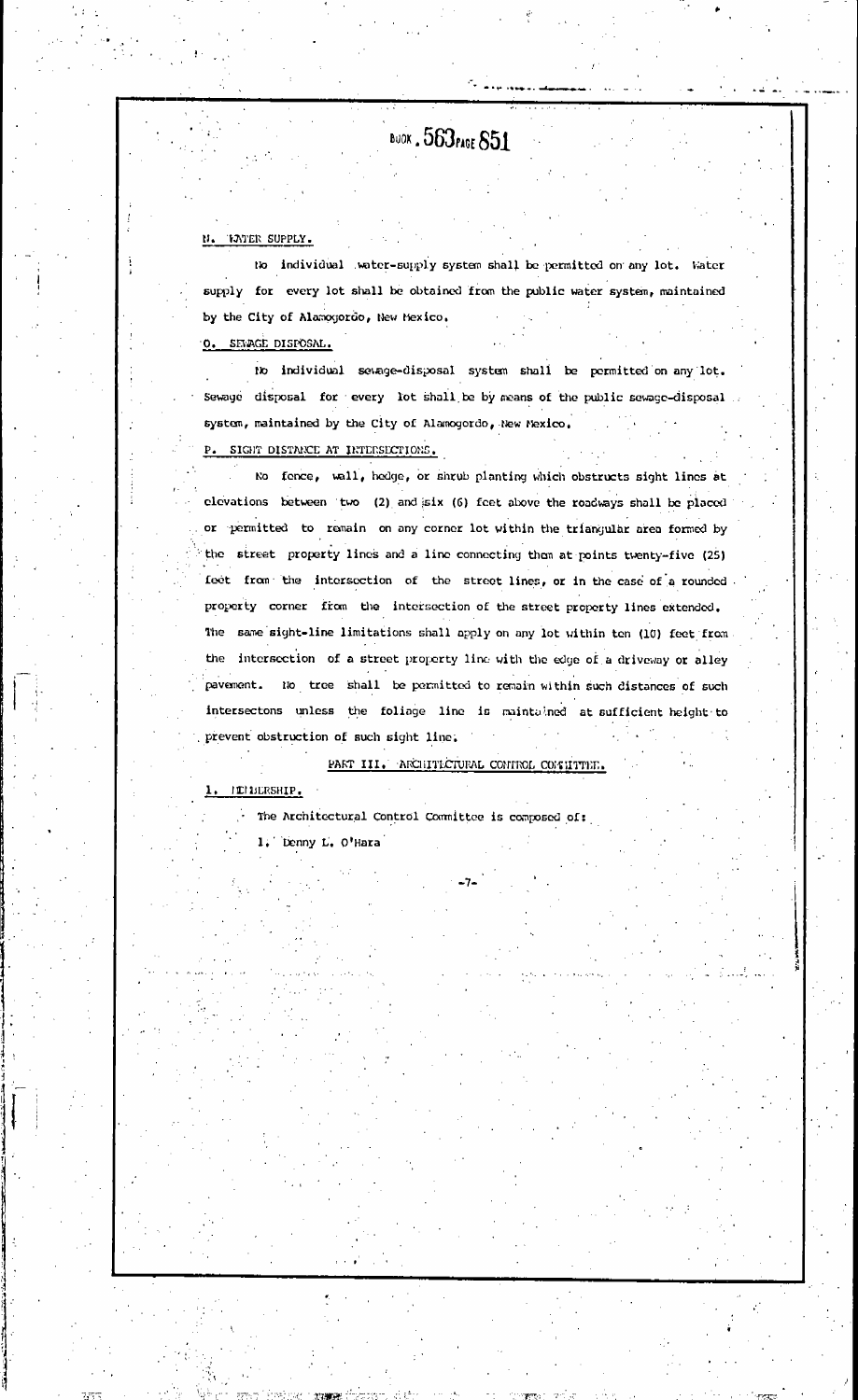BOOK 563 PAGE 851

**N. WATER SUPPLY.**

No individual water-supply system shall be permitted on any lot. Water supply for every lot shall be obtained from the public water system, maintained by the City of Alamogordo, New Mexico.

**O. SEWAGE DISPOSAL.**

No individual sewage-disposal system shall be permitted on any lot. Sewage disposal for every lot shall be by means of the public sewage-disposal system, maintained by the City of Alamogordo, New Mexico.

**P. SIGHT DISTANCE AT INTERSECTIONS.**

No fence, wall, hedge, or shrub planting which obstructs sight lines at elevations between two (2) and six (6) feet above the roadways shall be placed or permitted to remain on any corner lot within the triangular area formed by the street property lines and a line connecting them at points twenty-five (25) feet from the intersection of the street lines, or in the case of a rounded property corner from the intersection of the street property lines extended. The same sight-line limitations shall apply on any lot within ten (10) feet from the intersection of a street property line with the edge of a driveway or alley pavement. No tree shall be permitted to remain within such distances of such intersectons unless the foliage line is maintained at sufficient height to prevent obstruction of such sight line.

## PART III. ARCHITECTURAL CONTROL COMMITTEE.

**1. MEMBERSHIP.**

The Architectural Control Committee is composed of:

1. Denny L. O'Hara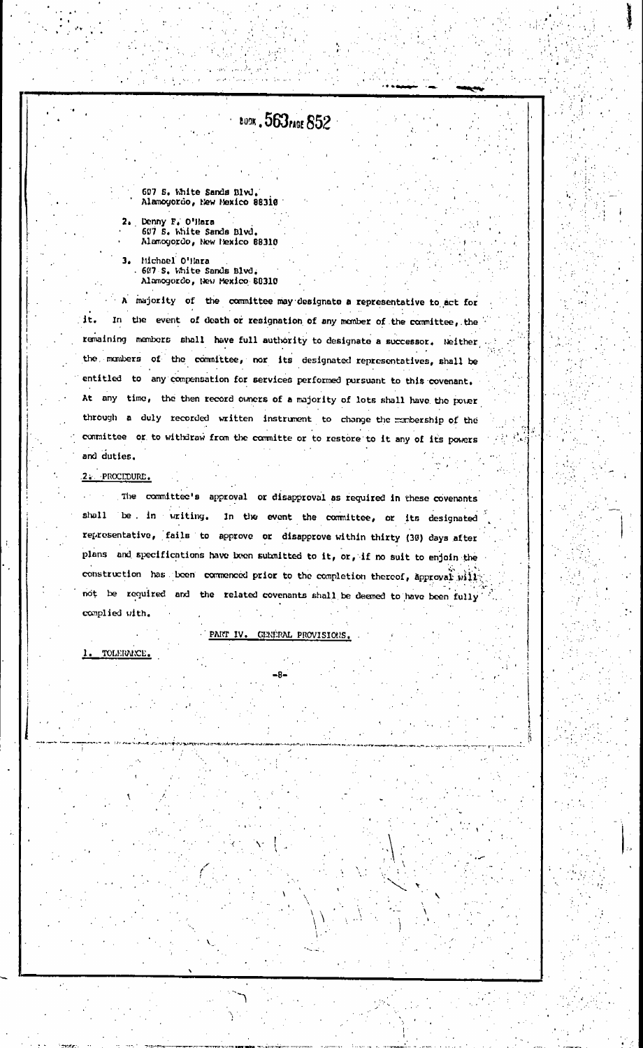607 S. White Sands Blvd.
Alamogordo, New Mexico 88310

2. Denny F. O'Hara
607 S. White Sands Blvd.
Alamogordo, New Mexico 88310

3. Michael O'Hara
607 S. White Sands Blvd.
Alamogordo, New Mexico 88310

A majority of the committee may designate a representative to act for it. In the event of death or resignation of any member of the committee, the remaining members shall have full authority to designate a successor. Neither the members of the committee, nor its designated representatives, shall be entitled to any compensation for services performed pursuant to this covenant. At any time, the then record owners of a majority of lots shall have the power through a duly recorded written instrument to change the membership of the committee or to withdraw from the committe or to restore to it any of its powers and duties.

2. PROCEDURE.

The committee's approval or disapproval as required in these covenants shall be in writing. In the event the committee, or its designated representative, fails to approve or disapprove within thirty (30) days after plans and specifications have been submitted to it, or, if no suit to enjoin the construction has been commenced prior to the completion thereof, approval will not be required and the related covenants shall be deemed to have been fully complied with.

PART IV. GENERAL PROVISIONS.

1. TOLERANCE.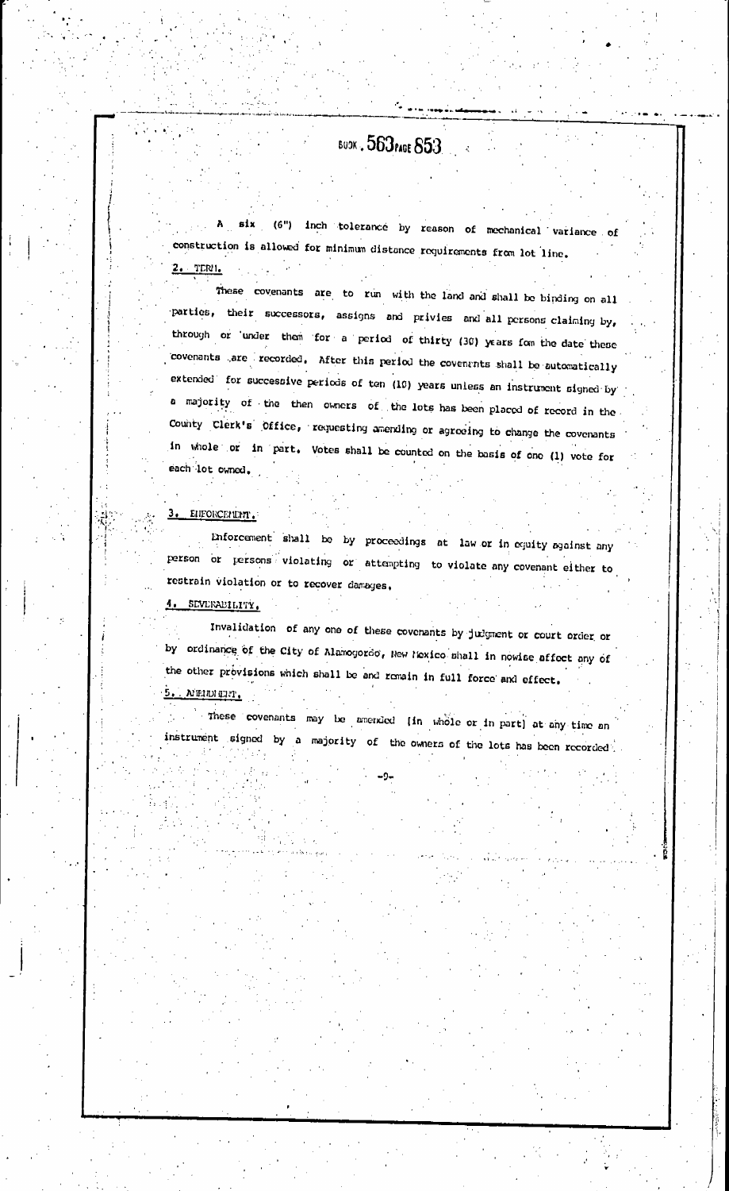A six (6") inch tolerance by reason of mechanical variance of construction is allowed for minimum distance requirements from lot line.

**2. TERM.**

These covenants are to run with the land and shall be binding on all parties, their successors, assigns and privies and all persons claiming by, through or under them for a period of thirty (30) years fom the date these covenants are recorded. After this period the covenants shall be automatically extended for successive periods of ten (10) years unless an instrument signed by a majority of the then owners of the lots has been placed of record in the County Clerk's Office, requesting amending or agreeing to change the covenants in whole or in part. Votes shall be counted on the basis of one (1) vote for each lot owned.

**3. ENFORCEMENT.**

Enforcement shall be by proceedings at law or in equity against any person or persons violating or attempting to violate any covenant either to restrain violation or to recover damages.

**4. SEVERABILITY.**

Invalidation of any one of these covenants by judgment or court order or by ordinance of the City of Alamogordo, New Mexico shall in nowise affect any of the other provisions which shall be and remain in full force and effect.

**5. AMENDMENT.**

These covenants may be amended (in whole or in part) at any time an instrument signed by a majority of the owners of the lots has been recorded.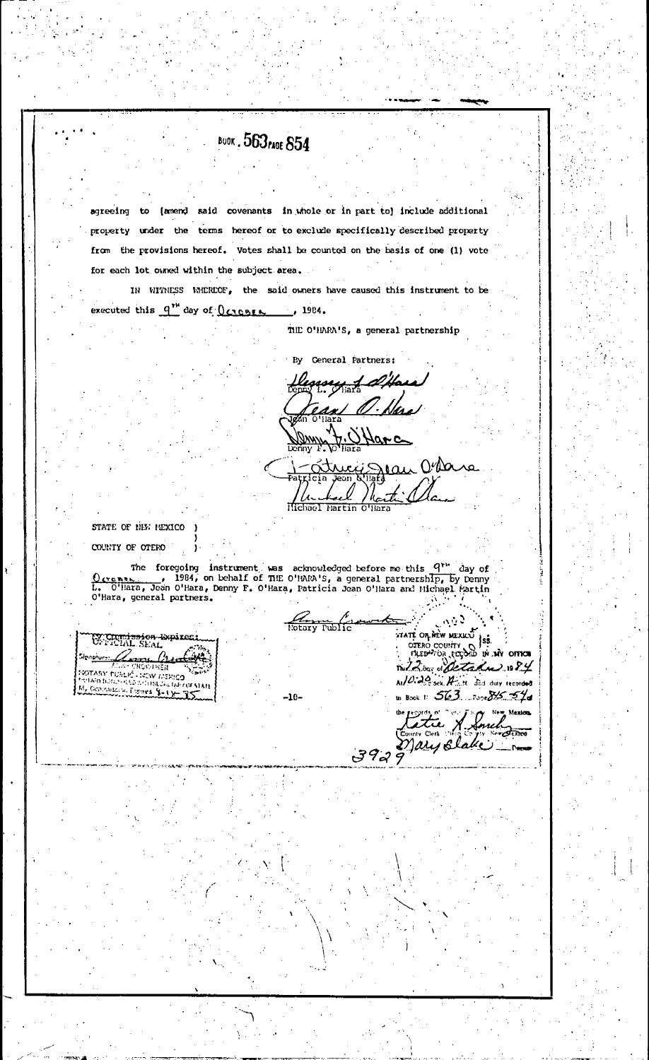BOOK 563 PAGE 854

agreeing to [amend said covenants in whole or in part to] include additional property under the terms hereof or to exclude specifically described property from the provisions hereof. Votes shall be counted on the basis of one (1) vote for each lot owned within the subject area.

IN WITNESS WHEREOF, the said owners have caused this instrument to be executed this 9th day of October, 1984.

THE O'HARA'S, a general partnership

By General Partners:

Denny L. O'Hara

Jean O'Hara

Denny F. O'Hara

Patricia Jean O'Hara

Michael Martin O'Hara

STATE OF NEW MEXICO )
 )
COUNTY OF OTERO )

The foregoing instrument was acknowledged before me this 9th day of October, 1984, on behalf of THE O'HARA'S, a general partnership, by Denny L. O'Hara, Jean O'Hara, Denny F. O'Hara, Patricia Jean O'Hara and Michael Martin O'Hara, general partners.

Notary Public

My Commission Expires:
OFFICIAL SEAL
Signature:
NOTARY PUBLIC - NEW MEXICO
My Commission Expires 3-14-85

-10-

STATE OF NEW MEXICO } ss.
OTERO COUNTY
FILED FOR RECORD IN MY OFFICE
The 12 Day of October 1984
At 10:29 o'clock A.M. and duly recorded
in Book 563 Page 845-854 of
the records of Otero County, New Mexico
Katie X. Smith
County Clerk Otero County New Mexico
Mary Blake Deputy

3929